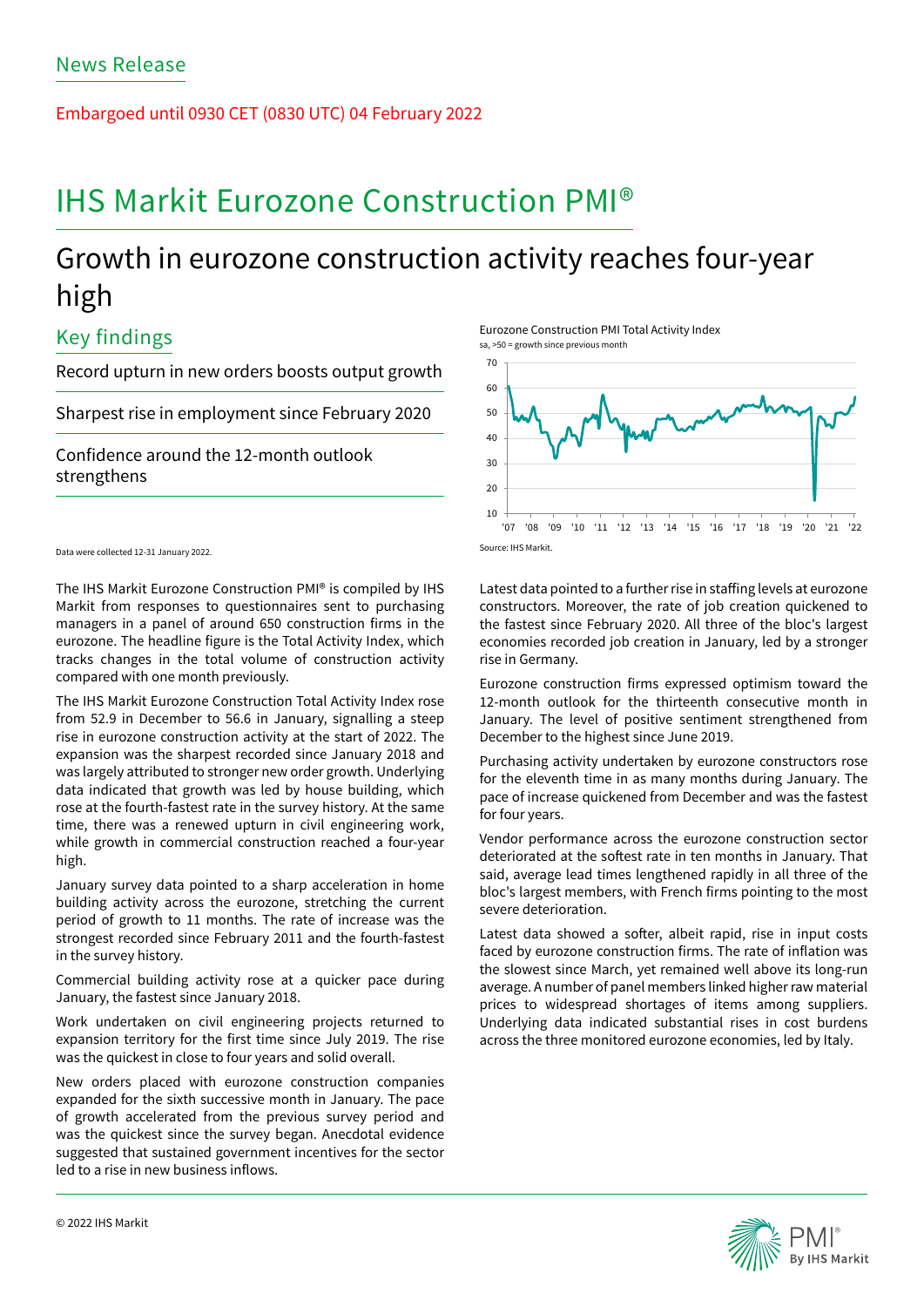News Release

Embargoed until 0930 CET (0830 UTC) 04 February 2022

# IHS Markit Eurozone Construction PMI®

## Growth in eurozone construction activity reaches four-year high

### Key findings

Record upturn in new orders boosts output growth

Sharpest rise in employment since February 2020

Confidence around the 12-month outlook strengthens

Data were collected 12-31 January 2022.

Eurozone Construction PMI Total Activity Index

sa, >50 = growth since previous month

Source: IHS Markit.

The IHS Markit Eurozone Construction PMI® is compiled by IHS Markit from responses to questionnaires sent to purchasing managers in a panel of around 650 construction firms in the eurozone. The headline figure is the Total Activity Index, which tracks changes in the total volume of construction activity compared with one month previously.

The IHS Markit Eurozone Construction Total Activity Index rose from 52.9 in December to 56.6 in January, signalling a steep rise in eurozone construction activity at the start of 2022. The expansion was the sharpest recorded since January 2018 and was largely attributed to stronger new order growth. Underlying data indicated that growth was led by house building, which rose at the fourth-fastest rate in the survey history. At the same time, there was a renewed upturn in civil engineering work, while growth in commercial construction reached a four-year high.

January survey data pointed to a sharp acceleration in home building activity across the eurozone, stretching the current period of growth to 11 months. The rate of increase was the strongest recorded since February 2011 and the fourth-fastest in the survey history.

Commercial building activity rose at a quicker pace during January, the fastest since January 2018.

Work undertaken on civil engineering projects returned to expansion territory for the first time since July 2019. The rise was the quickest in close to four years and solid overall.

New orders placed with eurozone construction companies expanded for the sixth successive month in January. The pace of growth accelerated from the previous survey period and was the quickest since the survey began. Anecdotal evidence suggested that sustained government incentives for the sector led to a rise in new business inflows.

Latest data pointed to a further rise in staffing levels at eurozone constructors. Moreover, the rate of job creation quickened to the fastest since February 2020. All three of the bloc's largest economies recorded job creation in January, led by a stronger rise in Germany.

Eurozone construction firms expressed optimism toward the 12-month outlook for the thirteenth consecutive month in January. The level of positive sentiment strengthened from December to the highest since June 2019.

Purchasing activity undertaken by eurozone constructors rose for the eleventh time in as many months during January. The pace of increase quickened from December and was the fastest for four years.

Vendor performance across the eurozone construction sector deteriorated at the softest rate in ten months in January. That said, average lead times lengthened rapidly in all three of the bloc's largest members, with French firms pointing to the most severe deterioration.

Latest data showed a softer, albeit rapid, rise in input costs faced by eurozone construction firms. The rate of inflation was the slowest since March, yet remained well above its long-run average. A number of panel members linked higher raw material prices to widespread shortages of items among suppliers. Underlying data indicated substantial rises in cost burdens across the three monitored eurozone economies, led by Italy.

© 2022 IHS Markit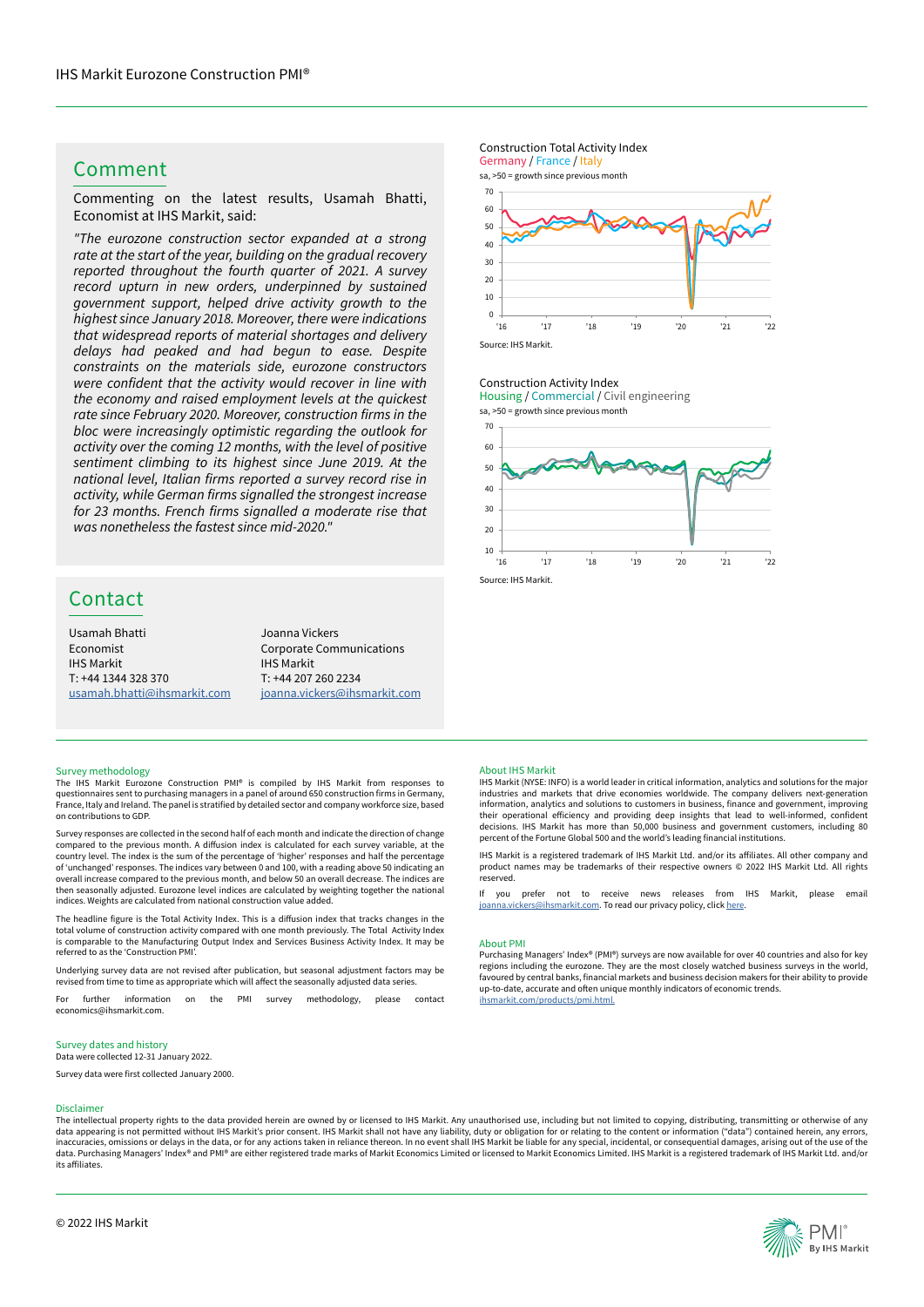## Comment

Commenting on the latest results, Usamah Bhatti, Economist at IHS Markit, said:

*"The eurozone construction sector expanded at a strong rate at the start of the year, building on the gradual recovery reported throughout the fourth quarter of 2021. A survey record upturn in new orders, underpinned by sustained government support, helped drive activity growth to the highest since January 2018. Moreover, there were indications that widespread reports of material shortages and delivery delays had peaked and had begun to ease. Despite constraints on the materials side, eurozone constructors were confident that the activity would recover in line with the economy and raised employment levels at the quickest rate since February 2020. Moreover, construction firms in the bloc were increasingly optimistic regarding the outlook for activity over the coming 12 months, with the level of positive sentiment climbing to its highest since June 2019. At the national level, Italian firms reported a survey record rise in activity, while German firms signalled the strongest increase for 23 months. French firms signalled a moderate rise that was nonetheless the fastest since mid-2020."*

Construction Total Activity Index
Germany / France / Italy
sa, >50 = growth since previous month

70
60
50
40
30
20
10
0
'16 '17 '18 '19 '20 '21 '22

Source: IHS Markit.

Construction Activity Index
Housing / Commercial / Civil engineering
sa, >50 = growth since previous month

70
60
50
40
30
20
10
'16 '17 '18 '19 '20 '21 '22

Source: IHS Markit.

## Contact

Usamah Bhatti
Economist
IHS Markit
T: +44 1344 328 370
usamah.bhatti@ihsmarkit.com

Joanna Vickers
Corporate Communications
IHS Markit
T: +44 207 260 2234
joanna.vickers@ihsmarkit.com

### Survey methodology

The IHS Markit Eurozone Construction PMI® is compiled by IHS Markit from responses to questionnaires sent to purchasing managers in a panel of around 650 construction firms in Germany, France, Italy and Ireland. The panel is stratified by detailed sector and company workforce size, based on contributions to GDP.

Survey responses are collected in the second half of each month and indicate the direction of change compared to the previous month. A diffusion index is calculated for each survey variable, at the country level. The index is the sum of the percentage of 'higher' responses and half the percentage of 'unchanged' responses. The indices vary between 0 and 100, with a reading above 50 indicating an overall increase compared to the previous month, and below 50 an overall decrease. The indices are then seasonally adjusted. Eurozone level indices are calculated by weighting together the national indices. Weights are calculated from national construction value added.

The headline figure is the Total Activity Index. This is a diffusion index that tracks changes in the total volume of construction activity compared with one month previously. The Total Activity Index is comparable to the Manufacturing Output Index and Services Business Activity Index. It may be referred to as the 'Construction PMI'.

Underlying survey data are not revised after publication, but seasonal adjustment factors may be revised from time to time as appropriate which will affect the seasonally adjusted data series.

For further information on the PMI survey methodology, please contact economics@ihsmarkit.com.

### Survey dates and history

Data were collected 12-31 January 2022.

Survey data were first collected January 2000.

### About IHS Markit

IHS Markit (NYSE: INFO) is a world leader in critical information, analytics and solutions for the major industries and markets that drive economies worldwide. The company delivers next-generation information, analytics and solutions to customers in business, finance and government, improving their operational efficiency and providing deep insights that lead to well-informed, confident decisions. IHS Markit has more than 50,000 business and government customers, including 80 percent of the Fortune Global 500 and the world's leading financial institutions.

IHS Markit is a registered trademark of IHS Markit Ltd. and/or its affiliates. All other company and product names may be trademarks of their respective owners © 2022 IHS Markit Ltd. All rights reserved.

If you prefer not to receive news releases from IHS Markit, please email joanna.vickers@ihsmarkit.com. To read our privacy policy, click here.

### About PMI

Purchasing Managers' Index® (PMI®) surveys are now available for over 40 countries and also for key regions including the eurozone. They are the most closely watched business surveys in the world, favoured by central banks, financial markets and business decision makers for their ability to provide up-to-date, accurate and often unique monthly indicators of economic trends.
ihsmarkit.com/products/pmi.html.

### Disclaimer

The intellectual property rights to the data provided herein are owned by or licensed to IHS Markit. Any unauthorised use, including but not limited to copying, distributing, transmitting or otherwise of any data appearing is not permitted without IHS Markit's prior consent. IHS Markit shall not have any liability, duty or obligation for or relating to the content or information ("data") contained herein, any errors, inaccuracies, omissions or delays in the data, or for any actions taken in reliance thereon. In no event shall IHS Markit be liable for any special, incidental, or consequential damages, arising out of the use of the data. Purchasing Managers' Index® and PMI® are either registered trade marks of Markit Economics Limited or licensed to Markit Economics Limited. IHS Markit is a registered trademark of IHS Markit Ltd. and/or its affiliates.

© 2022 IHS Markit